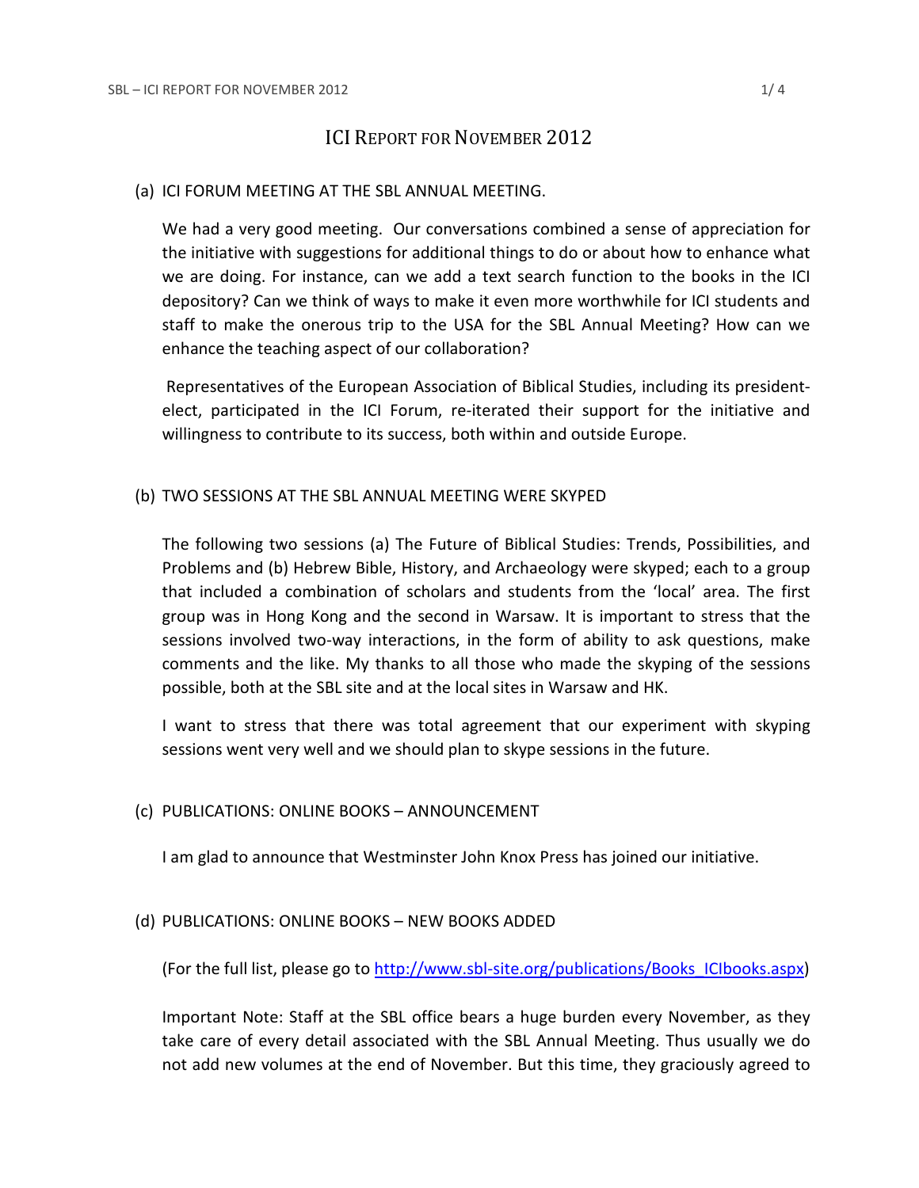# ICI Report for November 2012

## (a) ICI FORUM MEETING AT THE SBL ANNUAL MEETING.

We had a very good meeting. Our conversations combined a sense of appreciation for the initiative with suggestions for additional things to do or about how to enhance what we are doing. For instance, can we add a text search function to the books in the ICI depository? Can we think of ways to make it even more worthwhile for ICI students and staff to make the onerous trip to the USA for the SBL Annual Meeting? How can we enhance the teaching aspect of our collaboration?

Representatives of the European Association of Biblical Studies, including its president-elect, participated in the ICI Forum, re-iterated their support for the initiative and willingness to contribute to its success, both within and outside Europe.

## (b) TWO SESSIONS AT THE SBL ANNUAL MEETING WERE SKYPED

The following two sessions (a) The Future of Biblical Studies: Trends, Possibilities, and Problems and (b) Hebrew Bible, History, and Archaeology were skyped; each to a group that included a combination of scholars and students from the 'local' area. The first group was in Hong Kong and the second in Warsaw. It is important to stress that the sessions involved two-way interactions, in the form of ability to ask questions, make comments and the like. My thanks to all those who made the skyping of the sessions possible, both at the SBL site and at the local sites in Warsaw and HK.

I want to stress that there was total agreement that our experiment with skyping sessions went very well and we should plan to skype sessions in the future.

## (c) PUBLICATIONS: ONLINE BOOKS – ANNOUNCEMENT

I am glad to announce that Westminster John Knox Press has joined our initiative.

## (d) PUBLICATIONS: ONLINE BOOKS – NEW BOOKS ADDED

(For the full list, please go to [http://www.sbl-site.org/publications/Books_ICIbooks.aspx](http://www.sbl-site.org/publications/Books_ICIbooks.aspx))

Important Note: Staff at the SBL office bears a huge burden every November, as they take care of every detail associated with the SBL Annual Meeting. Thus usually we do not add new volumes at the end of November. But this time, they graciously agreed to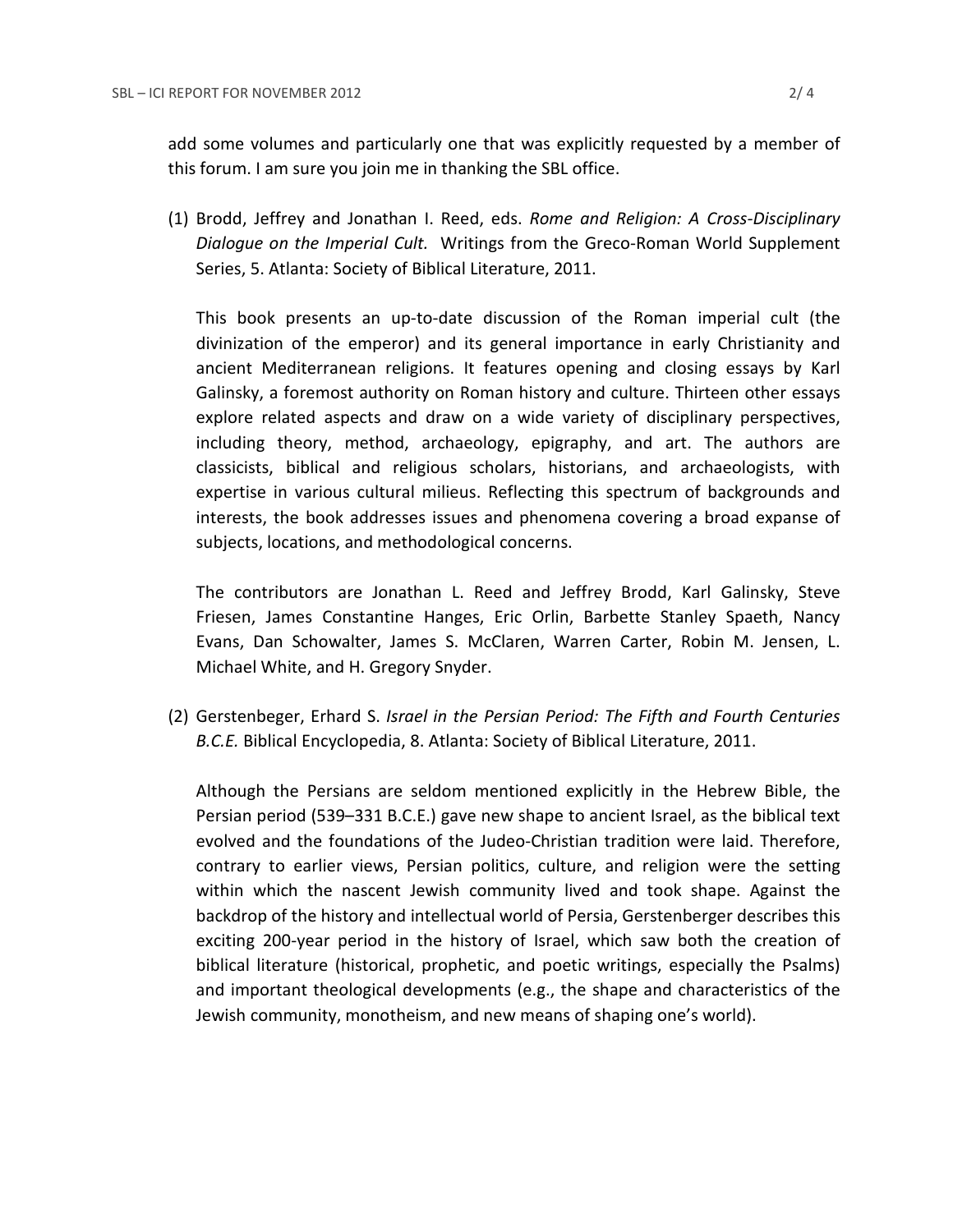add some volumes and particularly one that was explicitly requested by a member of this forum. I am sure you join me in thanking the SBL office.

(1) Brodd, Jeffrey and Jonathan I. Reed, eds. *Rome and Religion: A Cross-Disciplinary Dialogue on the Imperial Cult.* Writings from the Greco-Roman World Supplement Series, 5. Atlanta: Society of Biblical Literature, 2011.

    This book presents an up-to-date discussion of the Roman imperial cult (the divinization of the emperor) and its general importance in early Christianity and ancient Mediterranean religions. It features opening and closing essays by Karl Galinsky, a foremost authority on Roman history and culture. Thirteen other essays explore related aspects and draw on a wide variety of disciplinary perspectives, including theory, method, archaeology, epigraphy, and art. The authors are classicists, biblical and religious scholars, historians, and archaeologists, with expertise in various cultural milieus. Reflecting this spectrum of backgrounds and interests, the book addresses issues and phenomena covering a broad expanse of subjects, locations, and methodological concerns.

    The contributors are Jonathan L. Reed and Jeffrey Brodd, Karl Galinsky, Steve Friesen, James Constantine Hanges, Eric Orlin, Barbette Stanley Spaeth, Nancy Evans, Dan Schowalter, James S. McClaren, Warren Carter, Robin M. Jensen, L. Michael White, and H. Gregory Snyder.

(2) Gerstenbeger, Erhard S. *Israel in the Persian Period: The Fifth and Fourth Centuries B.C.E.* Biblical Encyclopedia, 8. Atlanta: Society of Biblical Literature, 2011.

    Although the Persians are seldom mentioned explicitly in the Hebrew Bible, the Persian period (539–331 B.C.E.) gave new shape to ancient Israel, as the biblical text evolved and the foundations of the Judeo-Christian tradition were laid. Therefore, contrary to earlier views, Persian politics, culture, and religion were the setting within which the nascent Jewish community lived and took shape. Against the backdrop of the history and intellectual world of Persia, Gerstenberger describes this exciting 200-year period in the history of Israel, which saw both the creation of biblical literature (historical, prophetic, and poetic writings, especially the Psalms) and important theological developments (e.g., the shape and characteristics of the Jewish community, monotheism, and new means of shaping one's world).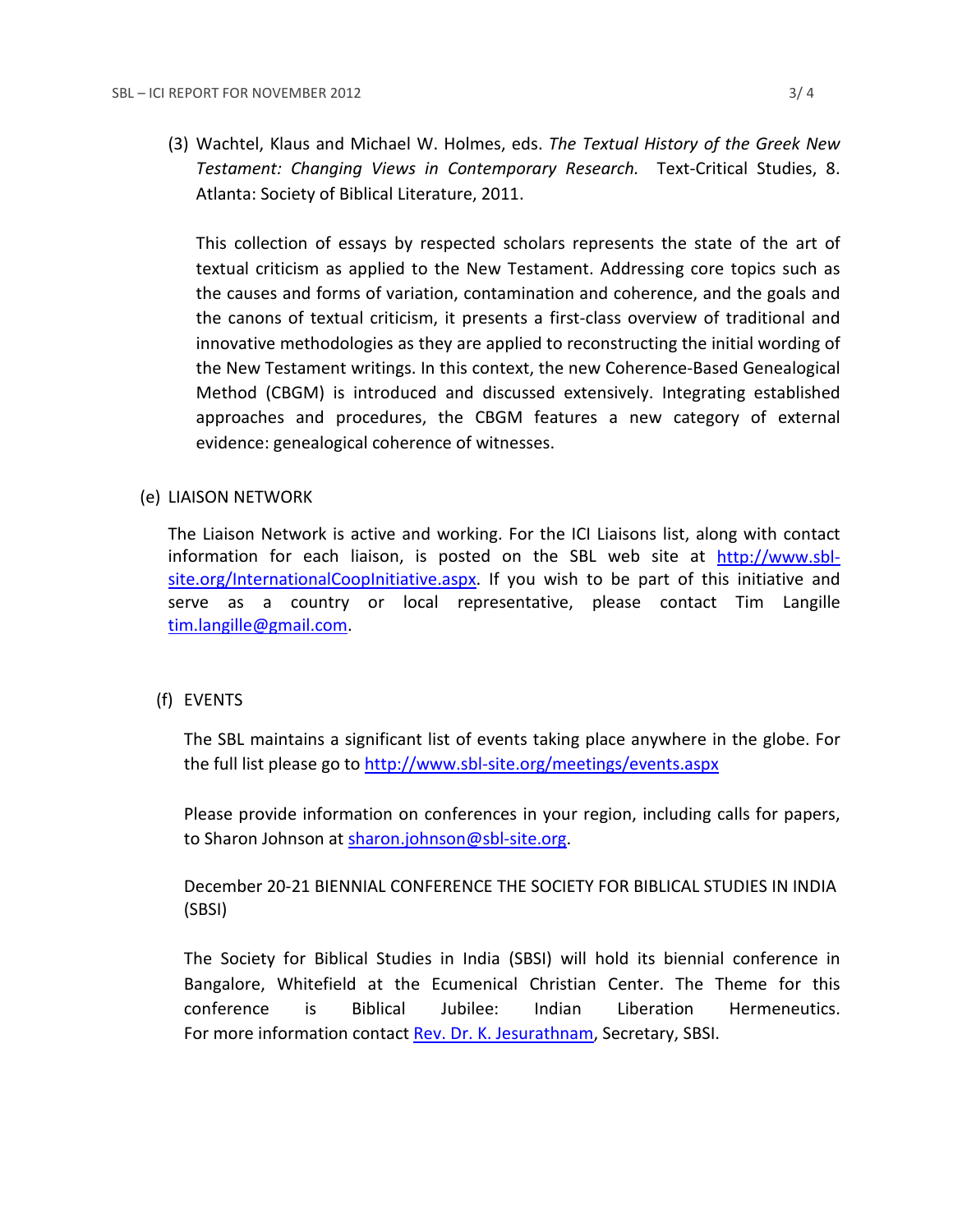(3) Wachtel, Klaus and Michael W. Holmes, eds. *The Textual History of the Greek New Testament: Changing Views in Contemporary Research.* Text-Critical Studies, 8. Atlanta: Society of Biblical Literature, 2011.

This collection of essays by respected scholars represents the state of the art of textual criticism as applied to the New Testament. Addressing core topics such as the causes and forms of variation, contamination and coherence, and the goals and the canons of textual criticism, it presents a first-class overview of traditional and innovative methodologies as they are applied to reconstructing the initial wording of the New Testament writings. In this context, the new Coherence-Based Genealogical Method (CBGM) is introduced and discussed extensively. Integrating established approaches and procedures, the CBGM features a new category of external evidence: genealogical coherence of witnesses.

(e) LIAISON NETWORK

The Liaison Network is active and working. For the ICI Liaisons list, along with contact information for each liaison, is posted on the SBL web site at [http://www.sbl-site.org/InternationalCoopInitiative.aspx](http://www.sbl-site.org/InternationalCoopInitiative.aspx). If you wish to be part of this initiative and serve as a country or local representative, please contact Tim Langille [tim.langille@gmail.com](mailto:tim.langille@gmail.com).

(f) EVENTS

The SBL maintains a significant list of events taking place anywhere in the globe. For the full list please go to [http://www.sbl-site.org/meetings/events.aspx](http://www.sbl-site.org/meetings/events.aspx)

Please provide information on conferences in your region, including calls for papers, to Sharon Johnson at [sharon.johnson@sbl-site.org](mailto:sharon.johnson@sbl-site.org).

December 20-21 BIENNIAL CONFERENCE THE SOCIETY FOR BIBLICAL STUDIES IN INDIA (SBSI)

The Society for Biblical Studies in India (SBSI) will hold its biennial conference in Bangalore, Whitefield at the Ecumenical Christian Center. The Theme for this conference is Biblical Jubilee: Indian Liberation Hermeneutics. For more information contact Rev. Dr. K. Jesurathnam, Secretary, SBSI.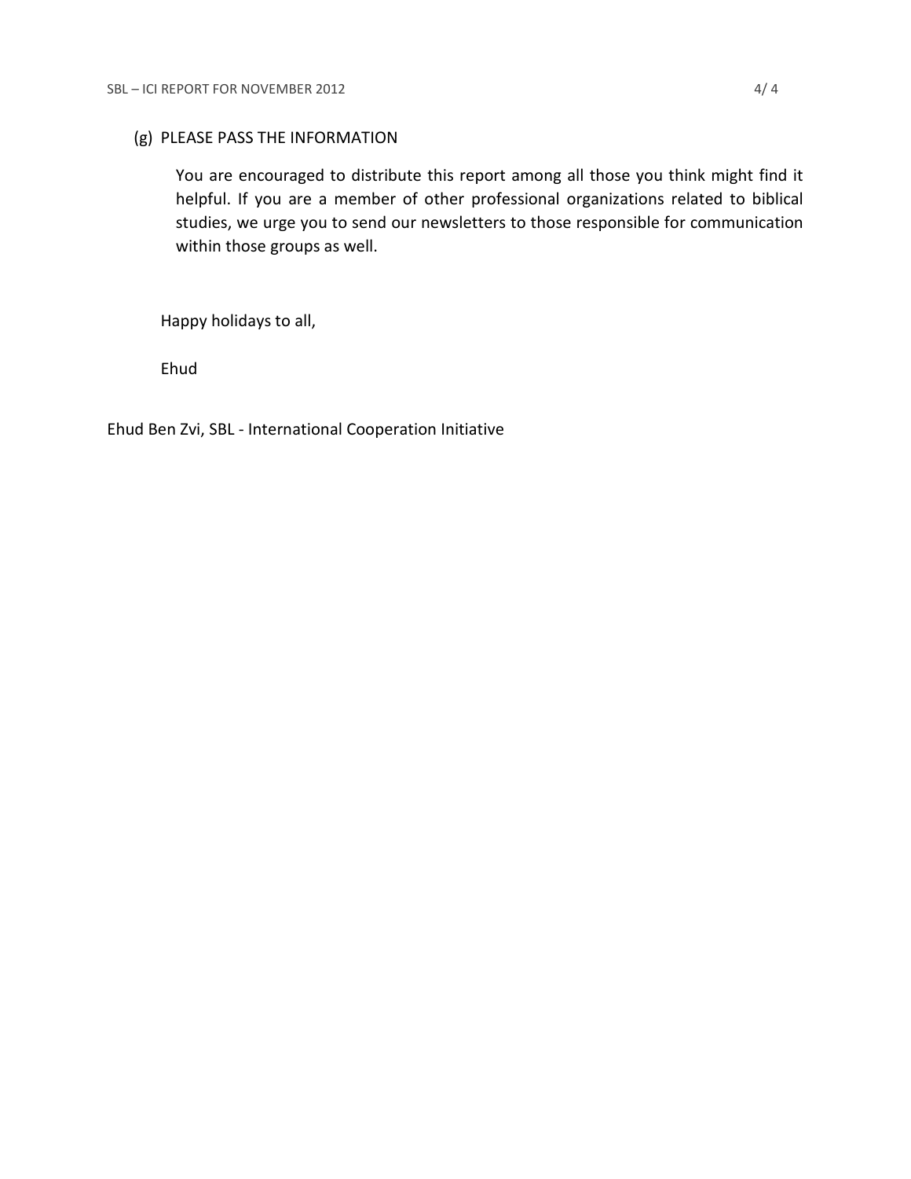(g) PLEASE PASS THE INFORMATION

You are encouraged to distribute this report among all those you think might find it helpful. If you are a member of other professional organizations related to biblical studies, we urge you to send our newsletters to those responsible for communication within those groups as well.

Happy holidays to all,

Ehud

Ehud Ben Zvi, SBL - International Cooperation Initiative